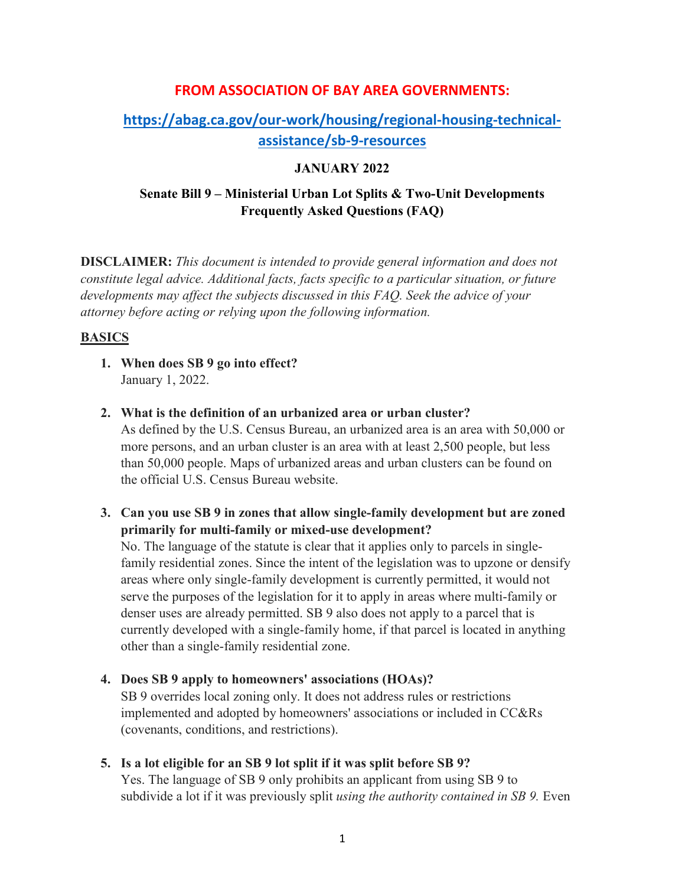**FROM ASSOCIATION OF BAY AREA GOVERNMENTS:**

**https://abag.ca.gov/our-work/housing/regional-housing-technical-assistance/sb-9-resources**

**JANUARY 2022**

**Senate Bill 9 – Ministerial Urban Lot Splits & Two-Unit Developments Frequently Asked Questions (FAQ)**

**DISCLAIMER:** *This document is intended to provide general information and does not constitute legal advice. Additional facts, facts specific to a particular situation, or future developments may affect the subjects discussed in this FAQ. Seek the advice of your attorney before acting or relying upon the following information.*

## BASICS

1. **When does SB 9 go into effect?**
   January 1, 2022.

2. **What is the definition of an urbanized area or urban cluster?**
   As defined by the U.S. Census Bureau, an urbanized area is an area with 50,000 or more persons, and an urban cluster is an area with at least 2,500 people, but less than 50,000 people. Maps of urbanized areas and urban clusters can be found on the official U.S. Census Bureau website.

3. **Can you use SB 9 in zones that allow single-family development but are zoned primarily for multi-family or mixed-use development?**
   No. The language of the statute is clear that it applies only to parcels in single-family residential zones. Since the intent of the legislation was to upzone or densify areas where only single-family development is currently permitted, it would not serve the purposes of the legislation for it to apply in areas where multi-family or denser uses are already permitted. SB 9 also does not apply to a parcel that is currently developed with a single-family home, if that parcel is located in anything other than a single-family residential zone.

4. **Does SB 9 apply to homeowners' associations (HOAs)?**
   SB 9 overrides local zoning only. It does not address rules or restrictions implemented and adopted by homeowners' associations or included in CC&Rs (covenants, conditions, and restrictions).

5. **Is a lot eligible for an SB 9 lot split if it was split before SB 9?**
   Yes. The language of SB 9 only prohibits an applicant from using SB 9 to subdivide a lot if it was previously split *using the authority contained in SB 9.* Even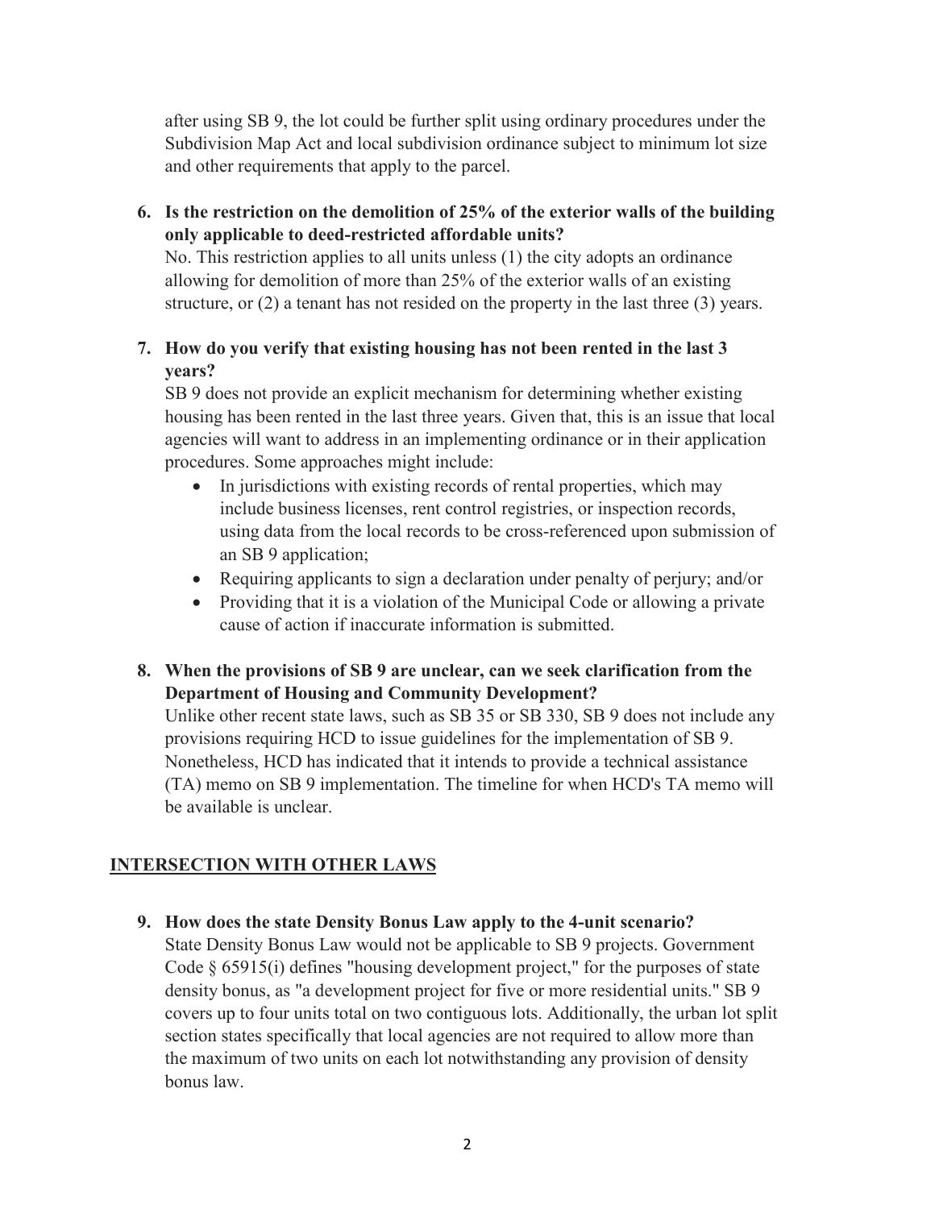after using SB 9, the lot could be further split using ordinary procedures under the Subdivision Map Act and local subdivision ordinance subject to minimum lot size and other requirements that apply to the parcel.

**6. Is the restriction on the demolition of 25% of the exterior walls of the building only applicable to deed-restricted affordable units?**

No. This restriction applies to all units unless (1) the city adopts an ordinance allowing for demolition of more than 25% of the exterior walls of an existing structure, or (2) a tenant has not resided on the property in the last three (3) years.

**7. How do you verify that existing housing has not been rented in the last 3 years?**

SB 9 does not provide an explicit mechanism for determining whether existing housing has been rented in the last three years. Given that, this is an issue that local agencies will want to address in an implementing ordinance or in their application procedures. Some approaches might include:

- In jurisdictions with existing records of rental properties, which may include business licenses, rent control registries, or inspection records, using data from the local records to be cross-referenced upon submission of an SB 9 application;
- Requiring applicants to sign a declaration under penalty of perjury; and/or
- Providing that it is a violation of the Municipal Code or allowing a private cause of action if inaccurate information is submitted.

**8. When the provisions of SB 9 are unclear, can we seek clarification from the Department of Housing and Community Development?**

Unlike other recent state laws, such as SB 35 or SB 330, SB 9 does not include any provisions requiring HCD to issue guidelines for the implementation of SB 9. Nonetheless, HCD has indicated that it intends to provide a technical assistance (TA) memo on SB 9 implementation. The timeline for when HCD's TA memo will be available is unclear.

## INTERSECTION WITH OTHER LAWS

**9. How does the state Density Bonus Law apply to the 4-unit scenario?**

State Density Bonus Law would not be applicable to SB 9 projects. Government Code § 65915(i) defines "housing development project," for the purposes of state density bonus, as "a development project for five or more residential units." SB 9 covers up to four units total on two contiguous lots. Additionally, the urban lot split section states specifically that local agencies are not required to allow more than the maximum of two units on each lot notwithstanding any provision of density bonus law.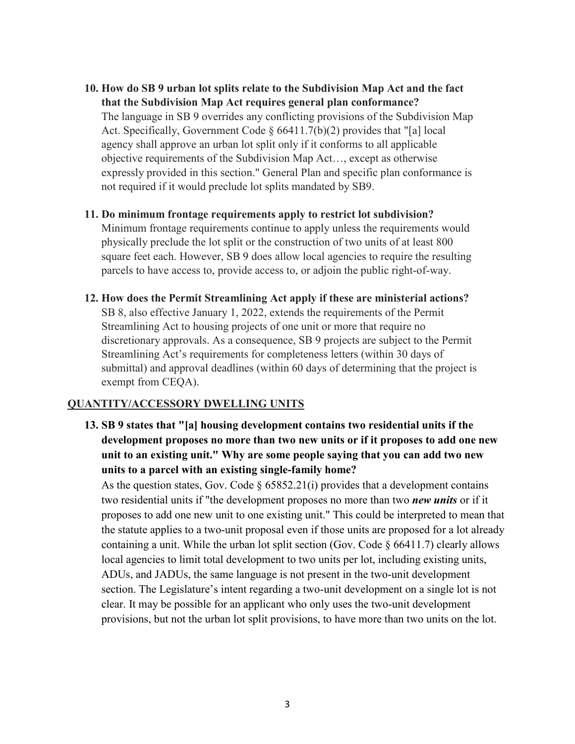**10. How do SB 9 urban lot splits relate to the Subdivision Map Act and the fact that the Subdivision Map Act requires general plan conformance?**

The language in SB 9 overrides any conflicting provisions of the Subdivision Map Act. Specifically, Government Code § 66411.7(b)(2) provides that "[a] local agency shall approve an urban lot split only if it conforms to all applicable objective requirements of the Subdivision Map Act…, except as otherwise expressly provided in this section." General Plan and specific plan conformance is not required if it would preclude lot splits mandated by SB9.

**11. Do minimum frontage requirements apply to restrict lot subdivision?**

Minimum frontage requirements continue to apply unless the requirements would physically preclude the lot split or the construction of two units of at least 800 square feet each. However, SB 9 does allow local agencies to require the resulting parcels to have access to, provide access to, or adjoin the public right-of-way.

**12. How does the Permit Streamlining Act apply if these are ministerial actions?**

SB 8, also effective January 1, 2022, extends the requirements of the Permit Streamlining Act to housing projects of one unit or more that require no discretionary approvals. As a consequence, SB 9 projects are subject to the Permit Streamlining Act's requirements for completeness letters (within 30 days of submittal) and approval deadlines (within 60 days of determining that the project is exempt from CEQA).

## QUANTITY/ACCESSORY DWELLING UNITS

**13. SB 9 states that "[a] housing development contains two residential units if the development proposes no more than two new units or if it proposes to add one new unit to an existing unit." Why are some people saying that you can add two new units to a parcel with an existing single-family home?**

As the question states, Gov. Code § 65852.21(i) provides that a development contains two residential units if "the development proposes no more than two ***new units*** or if it proposes to add one new unit to one existing unit." This could be interpreted to mean that the statute applies to a two-unit proposal even if those units are proposed for a lot already containing a unit. While the urban lot split section (Gov. Code § 66411.7) clearly allows local agencies to limit total development to two units per lot, including existing units, ADUs, and JADUs, the same language is not present in the two-unit development section. The Legislature's intent regarding a two-unit development on a single lot is not clear. It may be possible for an applicant who only uses the two-unit development provisions, but not the urban lot split provisions, to have more than two units on the lot.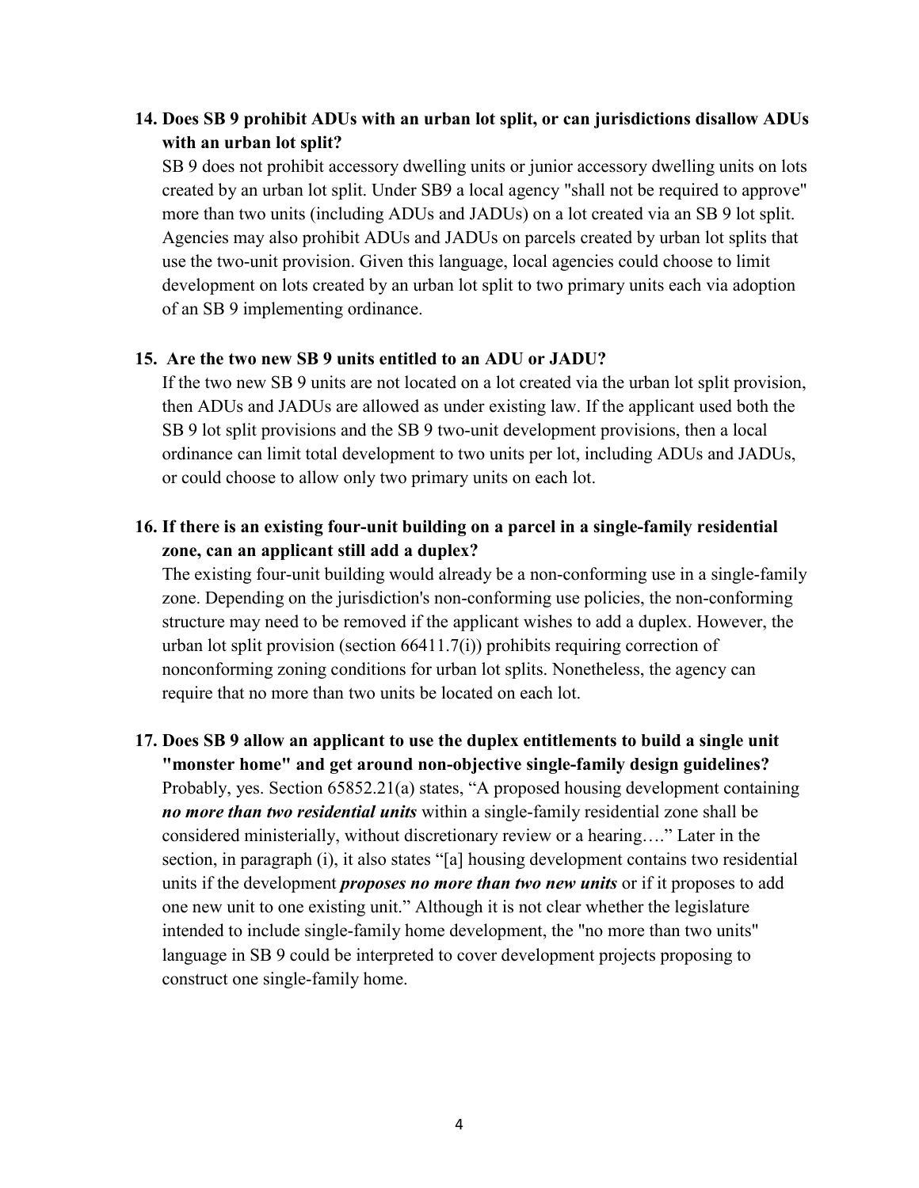**14. Does SB 9 prohibit ADUs with an urban lot split, or can jurisdictions disallow ADUs with an urban lot split?**

SB 9 does not prohibit accessory dwelling units or junior accessory dwelling units on lots created by an urban lot split. Under SB9 a local agency "shall not be required to approve" more than two units (including ADUs and JADUs) on a lot created via an SB 9 lot split. Agencies may also prohibit ADUs and JADUs on parcels created by urban lot splits that use the two-unit provision. Given this language, local agencies could choose to limit development on lots created by an urban lot split to two primary units each via adoption of an SB 9 implementing ordinance.

**15. Are the two new SB 9 units entitled to an ADU or JADU?**

If the two new SB 9 units are not located on a lot created via the urban lot split provision, then ADUs and JADUs are allowed as under existing law. If the applicant used both the SB 9 lot split provisions and the SB 9 two-unit development provisions, then a local ordinance can limit total development to two units per lot, including ADUs and JADUs, or could choose to allow only two primary units on each lot.

**16. If there is an existing four-unit building on a parcel in a single-family residential zone, can an applicant still add a duplex?**

The existing four-unit building would already be a non-conforming use in a single-family zone. Depending on the jurisdiction's non-conforming use policies, the non-conforming structure may need to be removed if the applicant wishes to add a duplex. However, the urban lot split provision (section 66411.7(i)) prohibits requiring correction of nonconforming zoning conditions for urban lot splits. Nonetheless, the agency can require that no more than two units be located on each lot.

**17. Does SB 9 allow an applicant to use the duplex entitlements to build a single unit "monster home" and get around non-objective single-family design guidelines?**

Probably, yes. Section 65852.21(a) states, "A proposed housing development containing ***no more than two residential units*** within a single-family residential zone shall be considered ministerially, without discretionary review or a hearing…." Later in the section, in paragraph (i), it also states "[a] housing development contains two residential units if the development ***proposes no more than two new units*** or if it proposes to add one new unit to one existing unit." Although it is not clear whether the legislature intended to include single-family home development, the "no more than two units" language in SB 9 could be interpreted to cover development projects proposing to construct one single-family home.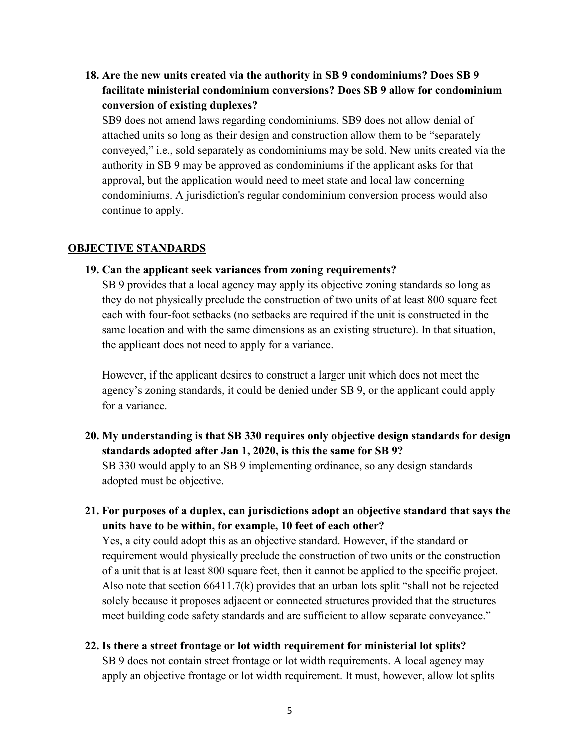**18. Are the new units created via the authority in SB 9 condominiums? Does SB 9 facilitate ministerial condominium conversions? Does SB 9 allow for condominium conversion of existing duplexes?**

SB9 does not amend laws regarding condominiums. SB9 does not allow denial of attached units so long as their design and construction allow them to be "separately conveyed," i.e., sold separately as condominiums may be sold. New units created via the authority in SB 9 may be approved as condominiums if the applicant asks for that approval, but the application would need to meet state and local law concerning condominiums. A jurisdiction's regular condominium conversion process would also continue to apply.

## OBJECTIVE STANDARDS

**19. Can the applicant seek variances from zoning requirements?**

SB 9 provides that a local agency may apply its objective zoning standards so long as they do not physically preclude the construction of two units of at least 800 square feet each with four-foot setbacks (no setbacks are required if the unit is constructed in the same location and with the same dimensions as an existing structure). In that situation, the applicant does not need to apply for a variance.

However, if the applicant desires to construct a larger unit which does not meet the agency's zoning standards, it could be denied under SB 9, or the applicant could apply for a variance.

**20. My understanding is that SB 330 requires only objective design standards for design standards adopted after Jan 1, 2020, is this the same for SB 9?**

SB 330 would apply to an SB 9 implementing ordinance, so any design standards adopted must be objective.

**21. For purposes of a duplex, can jurisdictions adopt an objective standard that says the units have to be within, for example, 10 feet of each other?**

Yes, a city could adopt this as an objective standard. However, if the standard or requirement would physically preclude the construction of two units or the construction of a unit that is at least 800 square feet, then it cannot be applied to the specific project. Also note that section 66411.7(k) provides that an urban lots split "shall not be rejected solely because it proposes adjacent or connected structures provided that the structures meet building code safety standards and are sufficient to allow separate conveyance."

**22. Is there a street frontage or lot width requirement for ministerial lot splits?**

SB 9 does not contain street frontage or lot width requirements. A local agency may apply an objective frontage or lot width requirement. It must, however, allow lot splits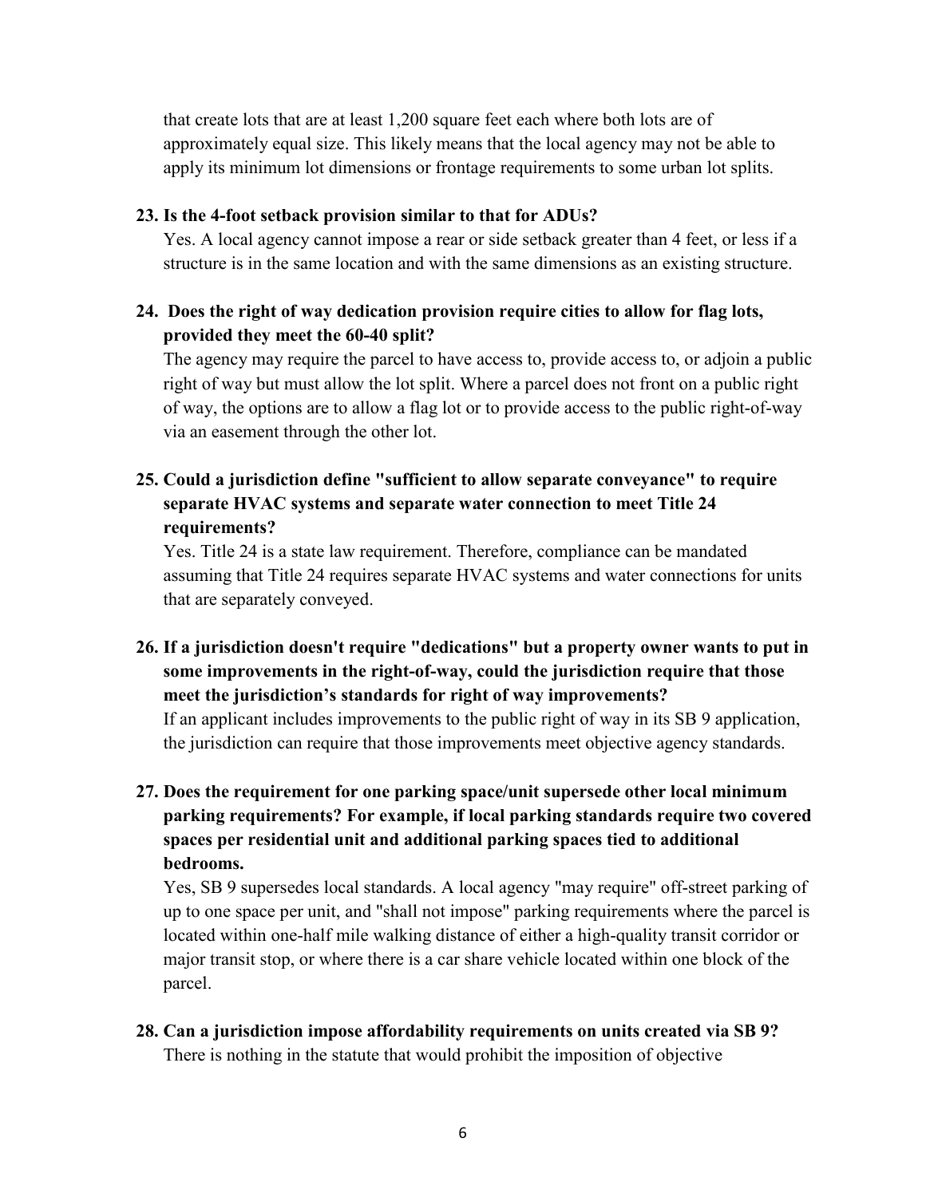that create lots that are at least 1,200 square feet each where both lots are of approximately equal size. This likely means that the local agency may not be able to apply its minimum lot dimensions or frontage requirements to some urban lot splits.

**23. Is the 4-foot setback provision similar to that for ADUs?**

Yes. A local agency cannot impose a rear or side setback greater than 4 feet, or less if a structure is in the same location and with the same dimensions as an existing structure.

**24. Does the right of way dedication provision require cities to allow for flag lots, provided they meet the 60-40 split?**

The agency may require the parcel to have access to, provide access to, or adjoin a public right of way but must allow the lot split. Where a parcel does not front on a public right of way, the options are to allow a flag lot or to provide access to the public right-of-way via an easement through the other lot.

**25. Could a jurisdiction define "sufficient to allow separate conveyance" to require separate HVAC systems and separate water connection to meet Title 24 requirements?**

Yes. Title 24 is a state law requirement. Therefore, compliance can be mandated assuming that Title 24 requires separate HVAC systems and water connections for units that are separately conveyed.

**26. If a jurisdiction doesn't require "dedications" but a property owner wants to put in some improvements in the right-of-way, could the jurisdiction require that those meet the jurisdiction's standards for right of way improvements?**

If an applicant includes improvements to the public right of way in its SB 9 application, the jurisdiction can require that those improvements meet objective agency standards.

**27. Does the requirement for one parking space/unit supersede other local minimum parking requirements? For example, if local parking standards require two covered spaces per residential unit and additional parking spaces tied to additional bedrooms.**

Yes, SB 9 supersedes local standards. A local agency "may require" off-street parking of up to one space per unit, and "shall not impose" parking requirements where the parcel is located within one-half mile walking distance of either a high-quality transit corridor or major transit stop, or where there is a car share vehicle located within one block of the parcel.

**28. Can a jurisdiction impose affordability requirements on units created via SB 9?**

There is nothing in the statute that would prohibit the imposition of objective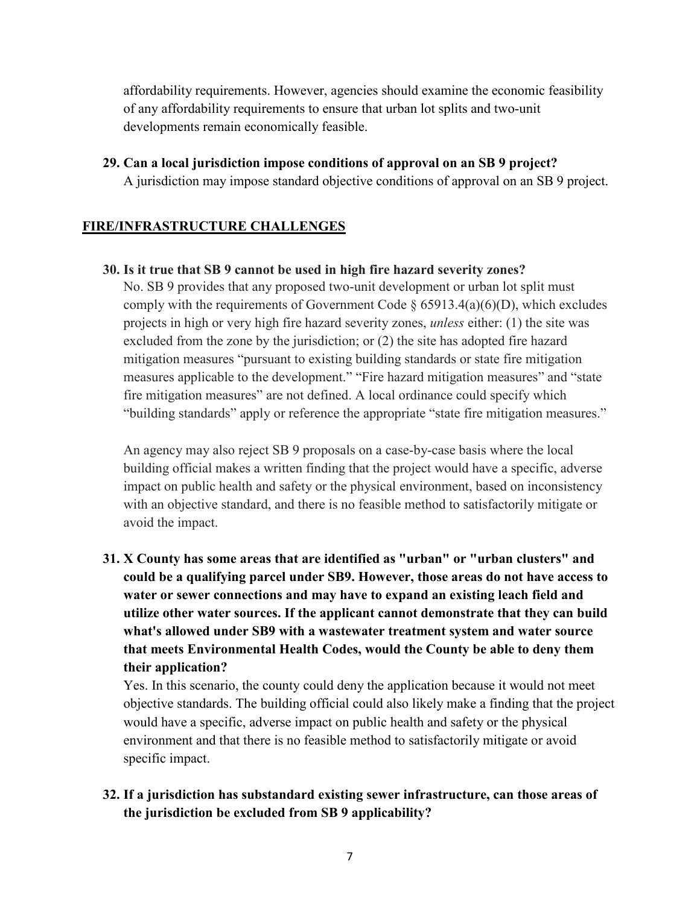affordability requirements. However, agencies should examine the economic feasibility of any affordability requirements to ensure that urban lot splits and two-unit developments remain economically feasible.

**29. Can a local jurisdiction impose conditions of approval on an SB 9 project?**

A jurisdiction may impose standard objective conditions of approval on an SB 9 project.

## FIRE/INFRASTRUCTURE CHALLENGES

**30. Is it true that SB 9 cannot be used in high fire hazard severity zones?**

No. SB 9 provides that any proposed two-unit development or urban lot split must comply with the requirements of Government Code § 65913.4(a)(6)(D), which excludes projects in high or very high fire hazard severity zones, *unless* either: (1) the site was excluded from the zone by the jurisdiction; or (2) the site has adopted fire hazard mitigation measures "pursuant to existing building standards or state fire mitigation measures applicable to the development." "Fire hazard mitigation measures" and "state fire mitigation measures" are not defined. A local ordinance could specify which "building standards" apply or reference the appropriate "state fire mitigation measures."

An agency may also reject SB 9 proposals on a case-by-case basis where the local building official makes a written finding that the project would have a specific, adverse impact on public health and safety or the physical environment, based on inconsistency with an objective standard, and there is no feasible method to satisfactorily mitigate or avoid the impact.

**31. X County has some areas that are identified as "urban" or "urban clusters" and could be a qualifying parcel under SB9. However, those areas do not have access to water or sewer connections and may have to expand an existing leach field and utilize other water sources. If the applicant cannot demonstrate that they can build what's allowed under SB9 with a wastewater treatment system and water source that meets Environmental Health Codes, would the County be able to deny them their application?**

Yes. In this scenario, the county could deny the application because it would not meet objective standards. The building official could also likely make a finding that the project would have a specific, adverse impact on public health and safety or the physical environment and that there is no feasible method to satisfactorily mitigate or avoid specific impact.

**32. If a jurisdiction has substandard existing sewer infrastructure, can those areas of the jurisdiction be excluded from SB 9 applicability?**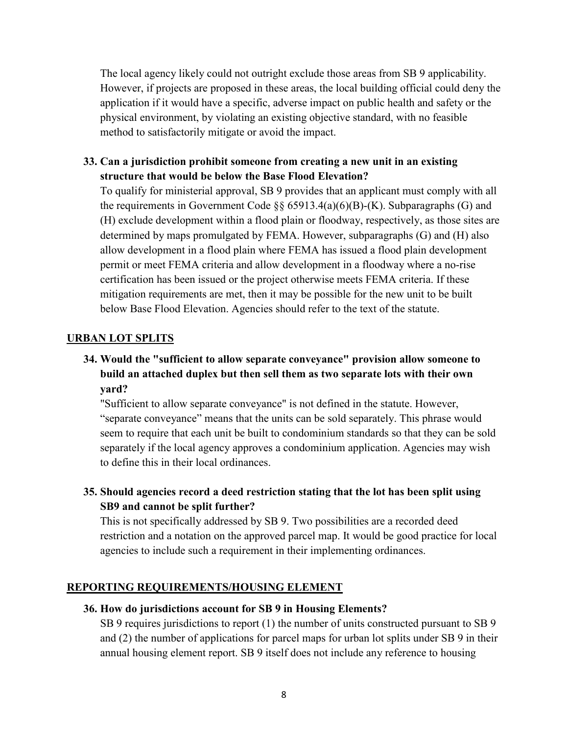The local agency likely could not outright exclude those areas from SB 9 applicability. However, if projects are proposed in these areas, the local building official could deny the application if it would have a specific, adverse impact on public health and safety or the physical environment, by violating an existing objective standard, with no feasible method to satisfactorily mitigate or avoid the impact.

**33. Can a jurisdiction prohibit someone from creating a new unit in an existing structure that would be below the Base Flood Elevation?**

To qualify for ministerial approval, SB 9 provides that an applicant must comply with all the requirements in Government Code §§ 65913.4(a)(6)(B)-(K). Subparagraphs (G) and (H) exclude development within a flood plain or floodway, respectively, as those sites are determined by maps promulgated by FEMA. However, subparagraphs (G) and (H) also allow development in a flood plain where FEMA has issued a flood plain development permit or meet FEMA criteria and allow development in a floodway where a no-rise certification has been issued or the project otherwise meets FEMA criteria. If these mitigation requirements are met, then it may be possible for the new unit to be built below Base Flood Elevation. Agencies should refer to the text of the statute.

## URBAN LOT SPLITS

**34. Would the "sufficient to allow separate conveyance" provision allow someone to build an attached duplex but then sell them as two separate lots with their own yard?**

"Sufficient to allow separate conveyance" is not defined in the statute. However, "separate conveyance" means that the units can be sold separately. This phrase would seem to require that each unit be built to condominium standards so that they can be sold separately if the local agency approves a condominium application. Agencies may wish to define this in their local ordinances.

**35. Should agencies record a deed restriction stating that the lot has been split using SB9 and cannot be split further?**

This is not specifically addressed by SB 9. Two possibilities are a recorded deed restriction and a notation on the approved parcel map. It would be good practice for local agencies to include such a requirement in their implementing ordinances.

## REPORTING REQUIREMENTS/HOUSING ELEMENT

**36. How do jurisdictions account for SB 9 in Housing Elements?**

SB 9 requires jurisdictions to report (1) the number of units constructed pursuant to SB 9 and (2) the number of applications for parcel maps for urban lot splits under SB 9 in their annual housing element report. SB 9 itself does not include any reference to housing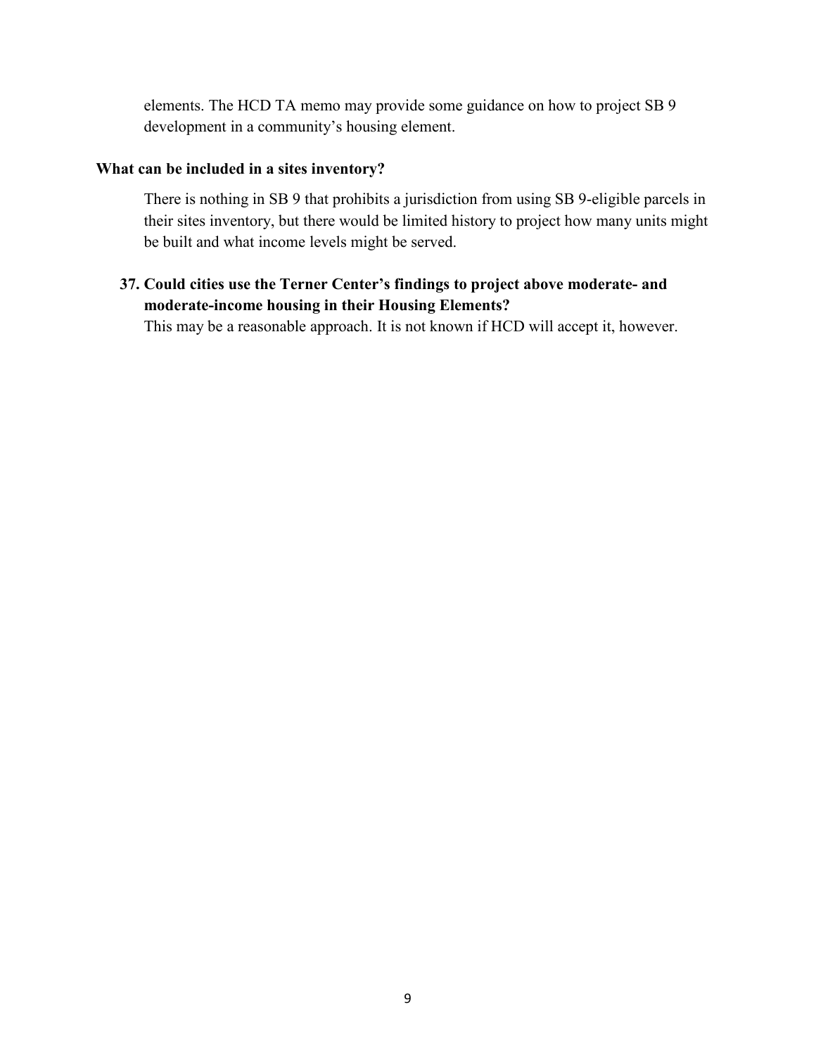elements. The HCD TA memo may provide some guidance on how to project SB 9 development in a community's housing element.

**What can be included in a sites inventory?**

There is nothing in SB 9 that prohibits a jurisdiction from using SB 9-eligible parcels in their sites inventory, but there would be limited history to project how many units might be built and what income levels might be served.

**37. Could cities use the Terner Center's findings to project above moderate- and moderate-income housing in their Housing Elements?**

This may be a reasonable approach. It is not known if HCD will accept it, however.